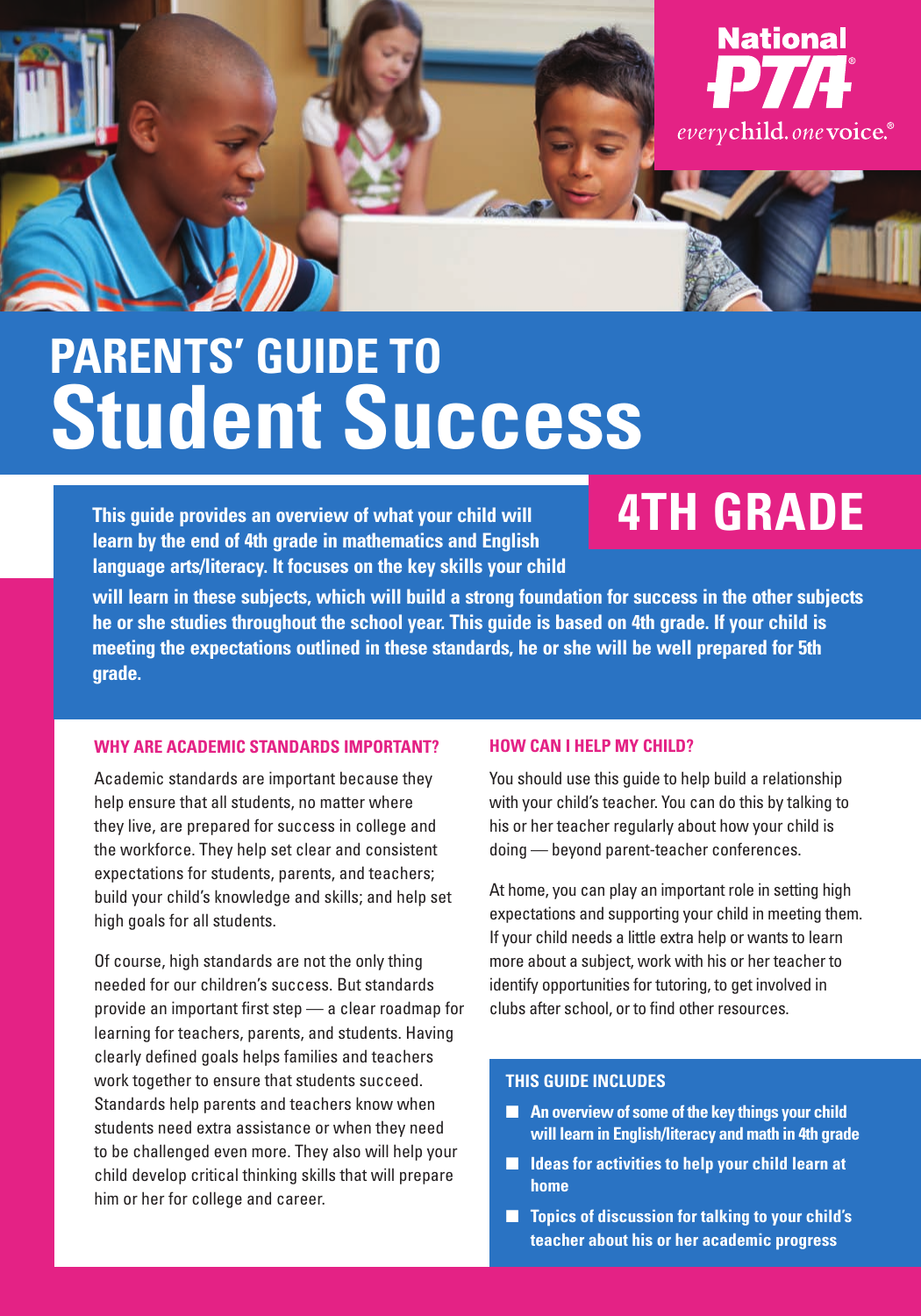National PTA
everychild. onevoice.®

# PARENTS' GUIDE TO Student Success

## 4TH GRADE

**This guide provides an overview of what your child will learn by the end of 4th grade in mathematics and English language arts/literacy. It focuses on the key skills your child will learn in these subjects, which will build a strong foundation for success in the other subjects he or she studies throughout the school year. This guide is based on 4th grade. If your child is meeting the expectations outlined in these standards, he or she will be well prepared for 5th grade.**

### WHY ARE ACADEMIC STANDARDS IMPORTANT?

Academic standards are important because they help ensure that all students, no matter where they live, are prepared for success in college and the workforce. They help set clear and consistent expectations for students, parents, and teachers; build your child's knowledge and skills; and help set high goals for all students.

Of course, high standards are not the only thing needed for our children's success. But standards provide an important first step — a clear roadmap for learning for teachers, parents, and students. Having clearly defined goals helps families and teachers work together to ensure that students succeed. Standards help parents and teachers know when students need extra assistance or when they need to be challenged even more. They also will help your child develop critical thinking skills that will prepare him or her for college and career.

### HOW CAN I HELP MY CHILD?

You should use this guide to help build a relationship with your child's teacher. You can do this by talking to his or her teacher regularly about how your child is doing — beyond parent-teacher conferences.

At home, you can play an important role in setting high expectations and supporting your child in meeting them. If your child needs a little extra help or wants to learn more about a subject, work with his or her teacher to identify opportunities for tutoring, to get involved in clubs after school, or to find other resources.

### THIS GUIDE INCLUDES

- **An overview of some of the key things your child will learn in English/literacy and math in 4th grade**
- **Ideas for activities to help your child learn at home**
- **Topics of discussion for talking to your child's teacher about his or her academic progress**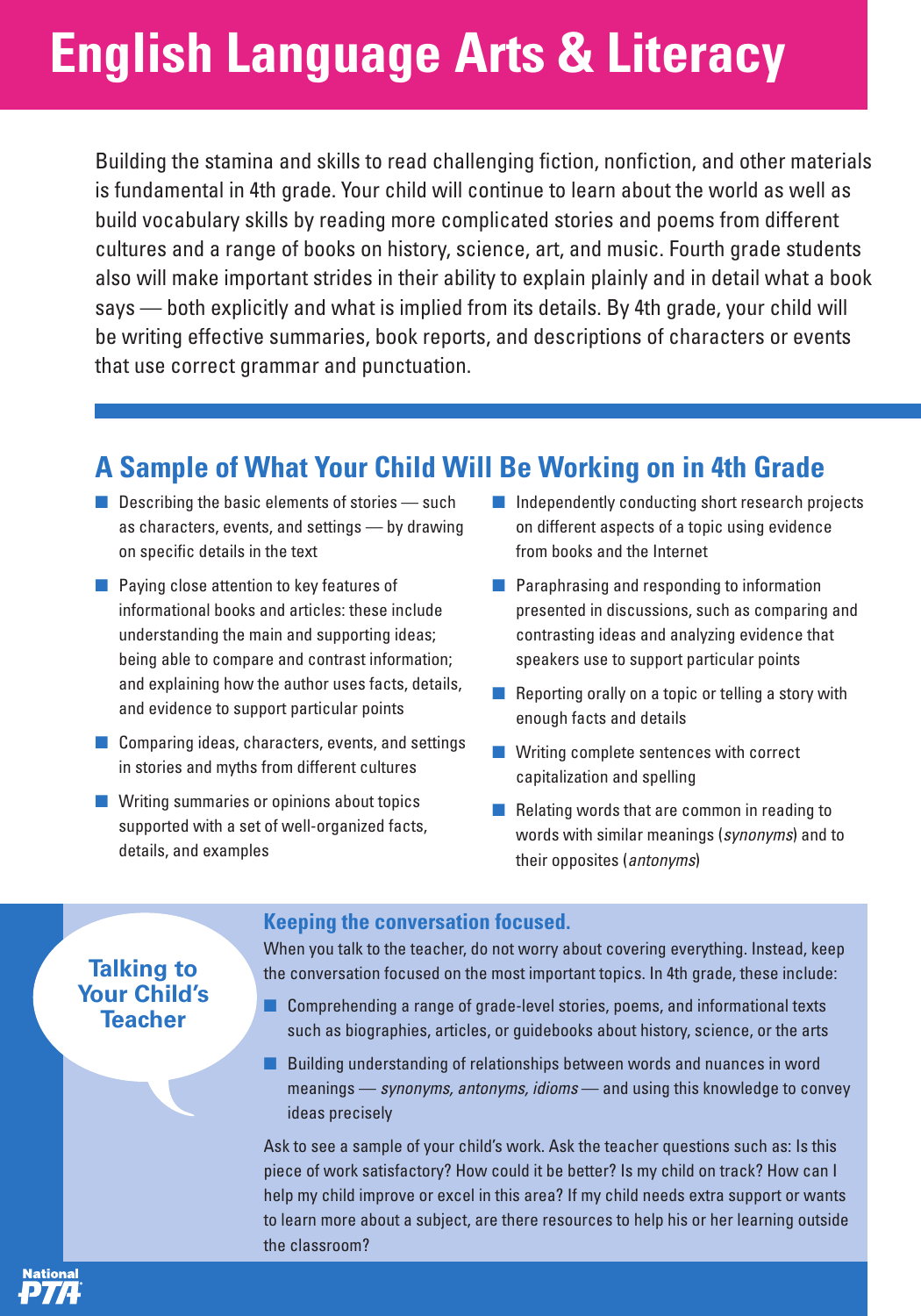# English Language Arts & Literacy

Building the stamina and skills to read challenging fiction, nonfiction, and other materials is fundamental in 4th grade. Your child will continue to learn about the world as well as build vocabulary skills by reading more complicated stories and poems from different cultures and a range of books on history, science, art, and music. Fourth grade students also will make important strides in their ability to explain plainly and in detail what a book says — both explicitly and what is implied from its details. By 4th grade, your child will be writing effective summaries, book reports, and descriptions of characters or events that use correct grammar and punctuation.

## A Sample of What Your Child Will Be Working on in 4th Grade

- Describing the basic elements of stories — such as characters, events, and settings — by drawing on specific details in the text
- Paying close attention to key features of informational books and articles: these include understanding the main and supporting ideas; being able to compare and contrast information; and explaining how the author uses facts, details, and evidence to support particular points
- Comparing ideas, characters, events, and settings in stories and myths from different cultures
- Writing summaries or opinions about topics supported with a set of well-organized facts, details, and examples
- Independently conducting short research projects on different aspects of a topic using evidence from books and the Internet
- Paraphrasing and responding to information presented in discussions, such as comparing and contrasting ideas and analyzing evidence that speakers use to support particular points
- Reporting orally on a topic or telling a story with enough facts and details
- Writing complete sentences with correct capitalization and spelling
- Relating words that are common in reading to words with similar meanings (*synonyms*) and to their opposites (*antonyms*)

## Talking to Your Child's Teacher

### Keeping the conversation focused.

When you talk to the teacher, do not worry about covering everything. Instead, keep the conversation focused on the most important topics. In 4th grade, these include:

- Comprehending a range of grade-level stories, poems, and informational texts such as biographies, articles, or guidebooks about history, science, or the arts
- Building understanding of relationships between words and nuances in word meanings — *synonyms, antonyms, idioms* — and using this knowledge to convey ideas precisely

Ask to see a sample of your child's work. Ask the teacher questions such as: Is this piece of work satisfactory? How could it be better? Is my child on track? How can I help my child improve or excel in this area? If my child needs extra support or wants to learn more about a subject, are there resources to help his or her learning outside the classroom?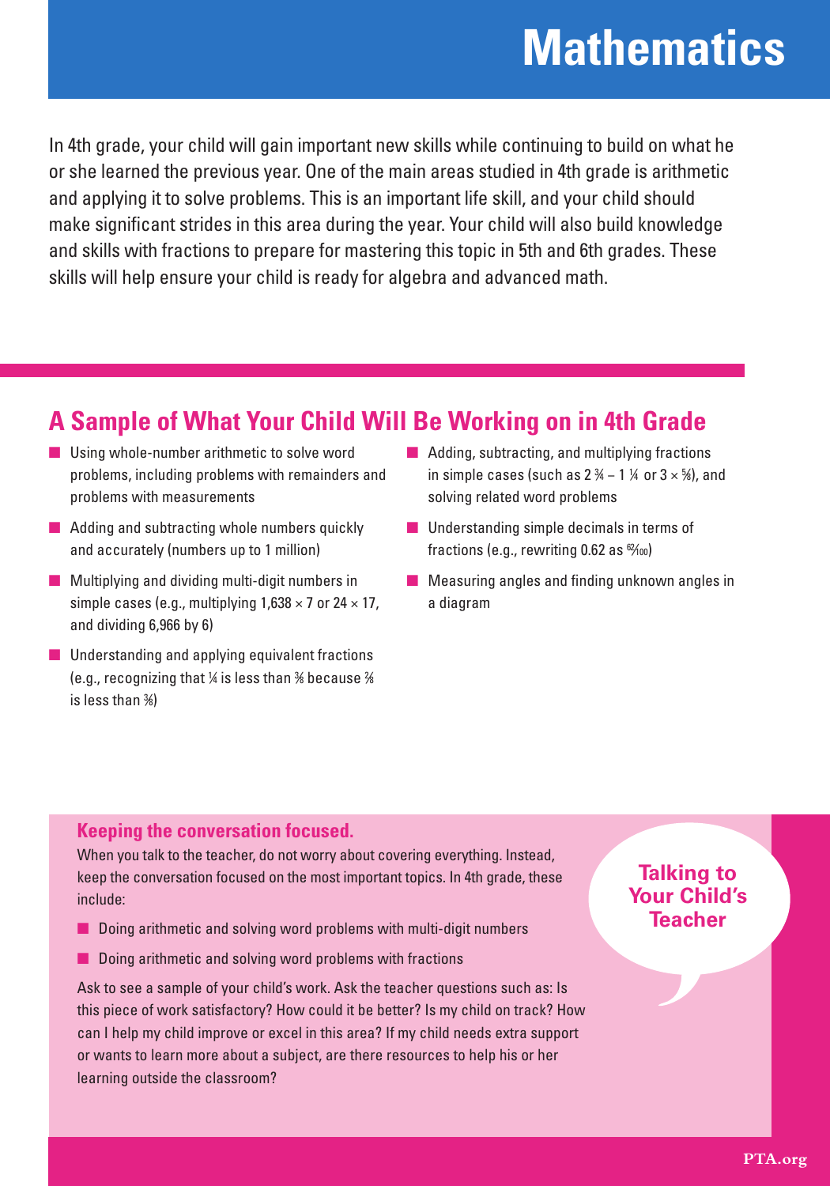# Mathematics

In 4th grade, your child will gain important new skills while continuing to build on what he or she learned the previous year. One of the main areas studied in 4th grade is arithmetic and applying it to solve problems. This is an important life skill, and your child should make significant strides in this area during the year. Your child will also build knowledge and skills with fractions to prepare for mastering this topic in 5th and 6th grades. These skills will help ensure your child is ready for algebra and advanced math.

## A Sample of What Your Child Will Be Working on in 4th Grade

- Using whole-number arithmetic to solve word problems, including problems with remainders and problems with measurements
- Adding and subtracting whole numbers quickly and accurately (numbers up to 1 million)
- Multiplying and dividing multi-digit numbers in simple cases (e.g., multiplying $1,638 \times 7$ or $24 \times 17$, and dividing 6,966 by 6)
- Understanding and applying equivalent fractions (e.g., recognizing that $\frac{1}{4}$ is less than $\frac{3}{8}$ because $\frac{2}{8}$ is less than $\frac{3}{8}$)
- Adding, subtracting, and multiplying fractions in simple cases (such as $2\frac{3}{4} - 1\frac{1}{4}$ or $3 \times \frac{5}{8}$), and solving related word problems
- Understanding simple decimals in terms of fractions (e.g., rewriting 0.62 as $\frac{62}{100}$)
- Measuring angles and finding unknown angles in a diagram

### Talking to Your Child's Teacher

**Keeping the conversation focused.**

When you talk to the teacher, do not worry about covering everything. Instead, keep the conversation focused on the most important topics. In 4th grade, these include:

- Doing arithmetic and solving word problems with multi-digit numbers
- Doing arithmetic and solving word problems with fractions

Ask to see a sample of your child's work. Ask the teacher questions such as: Is this piece of work satisfactory? How could it be better? Is my child on track? How can I help my child improve or excel in this area? If my child needs extra support or wants to learn more about a subject, are there resources to help his or her learning outside the classroom?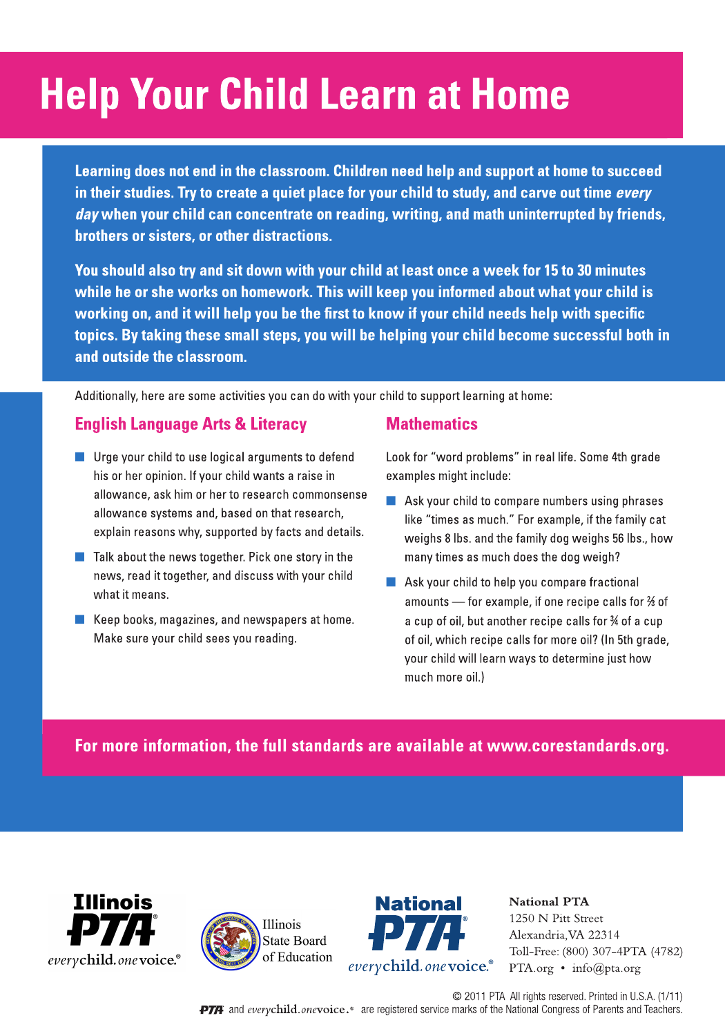# Help Your Child Learn at Home

**Learning does not end in the classroom. Children need help and support at home to succeed in their studies. Try to create a quiet place for your child to study, and carve out time *every day* when your child can concentrate on reading, writing, and math uninterrupted by friends, brothers or sisters, or other distractions.**

**You should also try and sit down with your child at least once a week for 15 to 30 minutes while he or she works on homework. This will keep you informed about what your child is working on, and it will help you be the first to know if your child needs help with specific topics. By taking these small steps, you will be helping your child become successful both in and outside the classroom.**

Additionally, here are some activities you can do with your child to support learning at home:

## English Language Arts & Literacy

- Urge your child to use logical arguments to defend his or her opinion. If your child wants a raise in allowance, ask him or her to research commonsense allowance systems and, based on that research, explain reasons why, supported by facts and details.
- Talk about the news together. Pick one story in the news, read it together, and discuss with your child what it means.
- Keep books, magazines, and newspapers at home. Make sure your child sees you reading.

## Mathematics

Look for "word problems" in real life. Some 4th grade examples might include:

- Ask your child to compare numbers using phrases like "times as much." For example, if the family cat weighs 8 lbs. and the family dog weighs 56 lbs., how many times as much does the dog weigh?
- Ask your child to help you compare fractional amounts — for example, if one recipe calls for ⅔ of a cup of oil, but another recipe calls for ¾ of a cup of oil, which recipe calls for more oil? (In 5th grade, your child will learn ways to determine just how much more oil.)

**For more information, the full standards are available at www.corestandards.org.**

Illinois PTA everychild.onevoice.®

Illinois State Board of Education

National PTA everychild.onevoice.®

National PTA
1250 N Pitt Street
Alexandria, VA 22314
Toll-Free: (800) 307-4PTA (4782)
PTA.org • info@pta.org

© 2011 PTA All rights reserved. Printed in U.S.A. (1/11)
PTA and everychild.onevoice.® are registered service marks of the National Congress of Parents and Teachers.